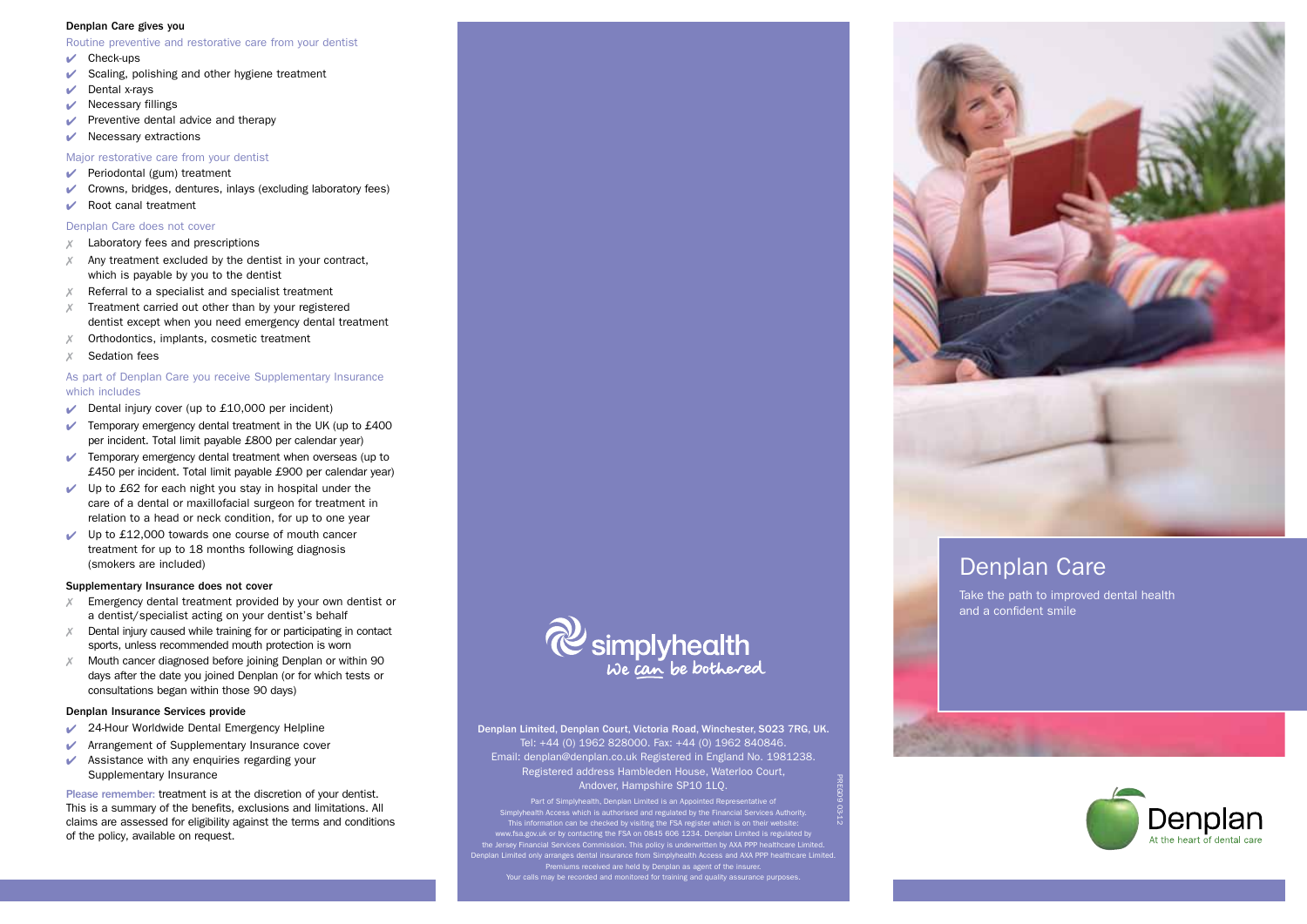**Denplan Care gives you**

Routine preventive and restorative care from your dentist

- ✔ Check-ups
- ✔ Scaling, polishing and other hygiene treatment
- ✔ Dental x-rays
- ✔ Necessary fillings
- ✔ Preventive dental advice and therapy
- ✔ Necessary extractions

Major restorative care from your dentist

- ✔ Periodontal (gum) treatment
- ✔ Crowns, bridges, dentures, inlays (excluding laboratory fees)
- ✔ Root canal treatment

Denplan Care does not cover

- ✗ Laboratory fees and prescriptions
- ✗ Any treatment excluded by the dentist in your contract, which is payable by you to the dentist
- ✗ Referral to a specialist and specialist treatment
- ✗ Treatment carried out other than by your registered dentist except when you need emergency dental treatment
- ✗ Orthodontics, implants, cosmetic treatment
- ✗ Sedation fees

As part of Denplan Care you receive Supplementary Insurance which includes

- ✔ Dental injury cover (up to £10,000 per incident)
- ✔ Temporary emergency dental treatment in the UK (up to £400 per incident. Total limit payable £800 per calendar year)
- ✔ Temporary emergency dental treatment when overseas (up to £450 per incident. Total limit payable £900 per calendar year)
- ✔ Up to £62 for each night you stay in hospital under the care of a dental or maxillofacial surgeon for treatment in relation to a head or neck condition, for up to one year
- ✔ Up to £12,000 towards one course of mouth cancer treatment for up to 18 months following diagnosis (smokers are included)

**Supplementary Insurance does not cover**

- ✗ Emergency dental treatment provided by your own dentist or a dentist/specialist acting on your dentist's behalf
- ✗ Dental injury caused while training for or participating in contact sports, unless recommended mouth protection is worn
- ✗ Mouth cancer diagnosed before joining Denplan or within 90 days after the date you joined Denplan (or for which tests or consultations began within those 90 days)

**Denplan Insurance Services provide**

- ✔ 24-Hour Worldwide Dental Emergency Helpline
- ✔ Arrangement of Supplementary Insurance cover
- ✔ Assistance with any enquiries regarding your Supplementary Insurance

Please remember: treatment is at the discretion of your dentist. This is a summary of the benefits, exclusions and limitations. All claims are assessed for eligibility against the terms and conditions of the policy, available on request.

simplyhealth
We can be bothered

**Denplan Limited, Denplan Court, Victoria Road, Winchester, SO23 7RG, UK.**
Tel: +44 (0) 1962 828000. Fax: +44 (0) 1962 840846.
Email: denplan@denplan.co.uk Registered in England No. 1981238.
Registered address Hambleden House, Waterloo Court, Andover, Hampshire SP10 1LQ.

Part of Simplyhealth, Denplan Limited is an Appointed Representative of Simplyhealth Access which is authorised and regulated by the Financial Services Authority. This information can be checked by visiting the FSA register which is on their website: www.fsa.gov.uk or by contacting the FSA on 0845 606 1234. Denplan Limited is regulated by the Jersey Financial Services Commission. This policy is underwritten by AXA PPP healthcare Limited. Denplan Limited only arranges dental insurance from Simplyhealth Access and AXA PPP healthcare Limited. Premiums received are held by Denplan as agent of the insurer.
Your calls may be recorded and monitored for training and quality assurance purposes.

PREG09 03.12

# Denplan Care

Take the path to improved dental health and a confident smile

Denplan
At the heart of dental care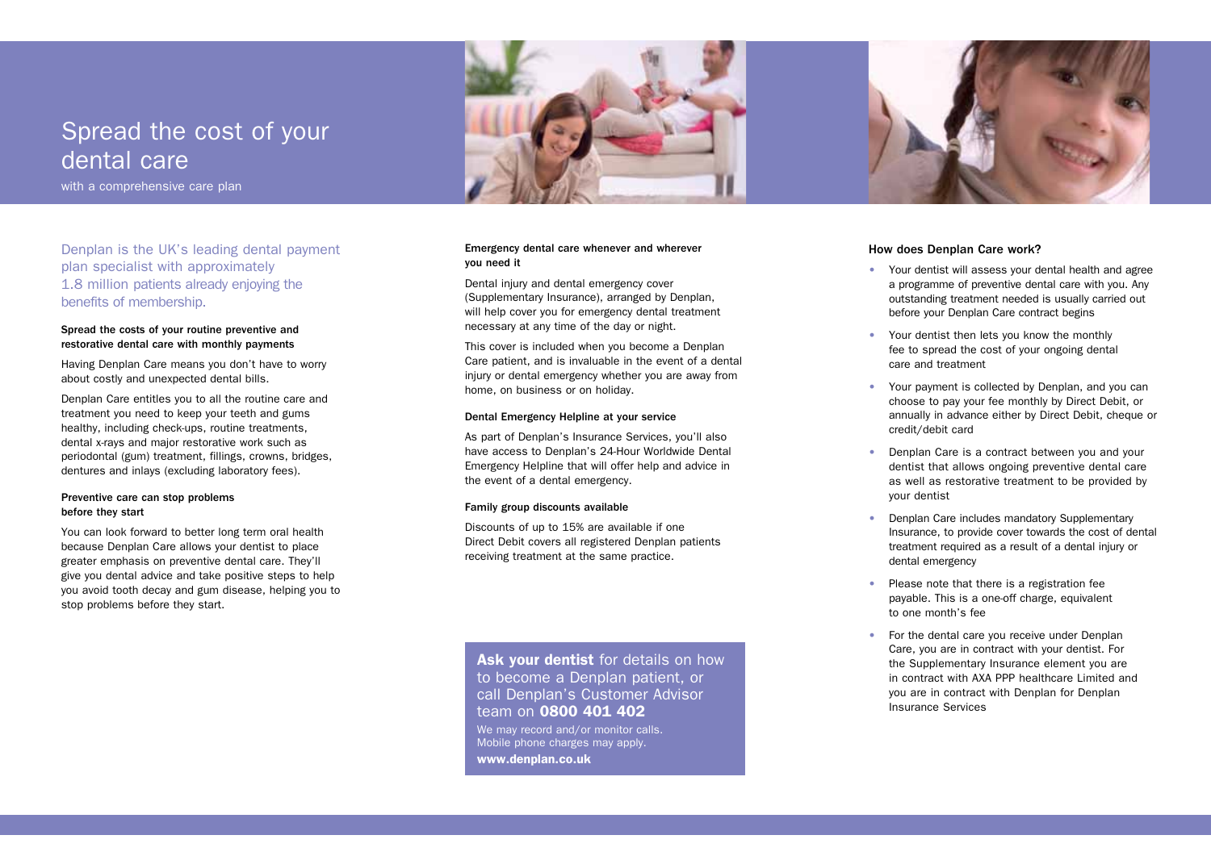# Spread the cost of your dental care

with a comprehensive care plan

Denplan is the UK's leading dental payment plan specialist with approximately 1.8 million patients already enjoying the benefits of membership.

**Spread the costs of your routine preventive and restorative dental care with monthly payments**

Having Denplan Care means you don't have to worry about costly and unexpected dental bills.

Denplan Care entitles you to all the routine care and treatment you need to keep your teeth and gums healthy, including check-ups, routine treatments, dental x-rays and major restorative work such as periodontal (gum) treatment, fillings, crowns, bridges, dentures and inlays (excluding laboratory fees).

**Preventive care can stop problems before they start**

You can look forward to better long term oral health because Denplan Care allows your dentist to place greater emphasis on preventive dental care. They'll give you dental advice and take positive steps to help you avoid tooth decay and gum disease, helping you to stop problems before they start.

**Emergency dental care whenever and wherever you need it**

Dental injury and dental emergency cover (Supplementary Insurance), arranged by Denplan, will help cover you for emergency dental treatment necessary at any time of the day or night.

This cover is included when you become a Denplan Care patient, and is invaluable in the event of a dental injury or dental emergency whether you are away from home, on business or on holiday.

**Dental Emergency Helpline at your service**

As part of Denplan's Insurance Services, you'll also have access to Denplan's 24-Hour Worldwide Dental Emergency Helpline that will offer help and advice in the event of a dental emergency.

**Family group discounts available**

Discounts of up to 15% are available if one Direct Debit covers all registered Denplan patients receiving treatment at the same practice.

**Ask your dentist** for details on how to become a Denplan patient, or call Denplan's Customer Advisor team on **0800 401 402**

We may record and/or monitor calls.
Mobile phone charges may apply.

**www.denplan.co.uk**

**How does Denplan Care work?**

- Your dentist will assess your dental health and agree a programme of preventive dental care with you. Any outstanding treatment needed is usually carried out before your Denplan Care contract begins
- Your dentist then lets you know the monthly fee to spread the cost of your ongoing dental care and treatment
- Your payment is collected by Denplan, and you can choose to pay your fee monthly by Direct Debit, or annually in advance either by Direct Debit, cheque or credit/debit card
- Denplan Care is a contract between you and your dentist that allows ongoing preventive dental care as well as restorative treatment to be provided by your dentist
- Denplan Care includes mandatory Supplementary Insurance, to provide cover towards the cost of dental treatment required as a result of a dental injury or dental emergency
- Please note that there is a registration fee payable. This is a one-off charge, equivalent to one month's fee
- For the dental care you receive under Denplan Care, you are in contract with your dentist. For the Supplementary Insurance element you are in contract with AXA PPP healthcare Limited and you are in contract with Denplan for Denplan Insurance Services